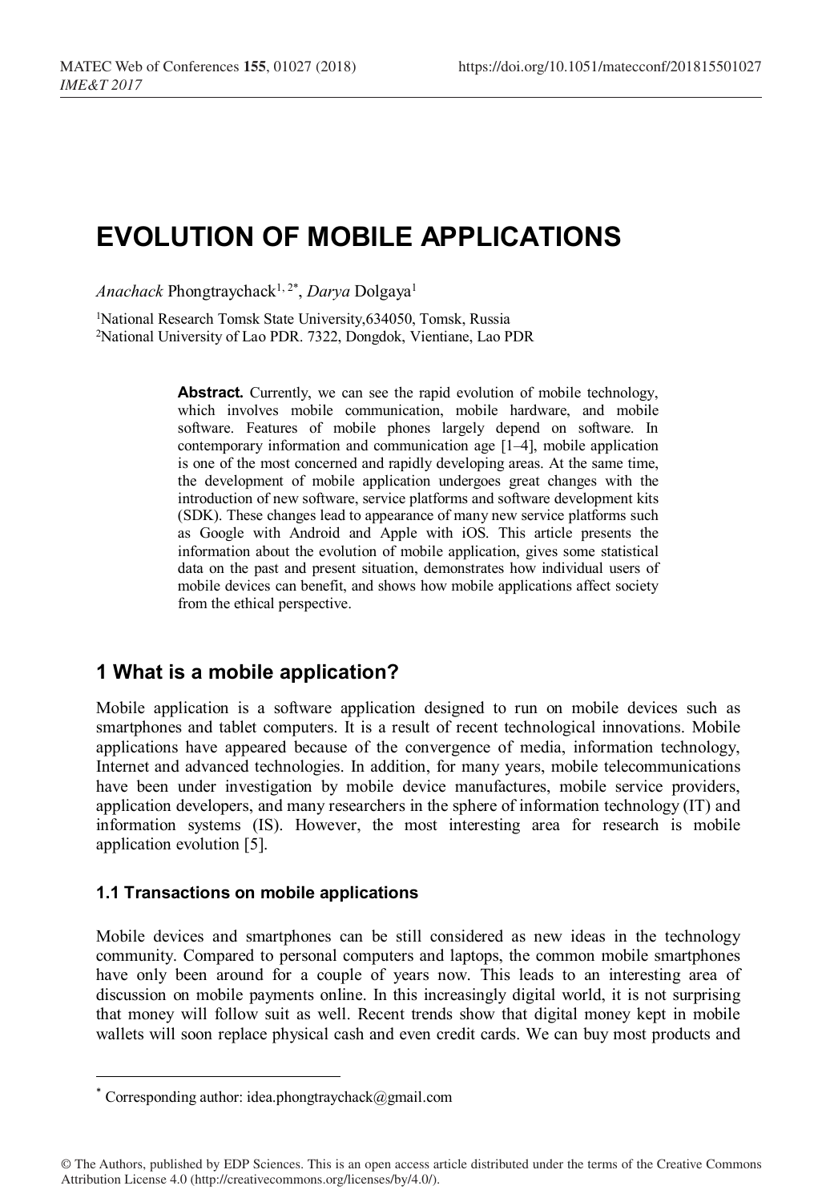# EVOLUTION OF MOBILE APPLICATIONS

*Anachack* Phongtraychack[1,2*], *Darya* Dolgaya[1]

[1]National Research Tomsk State University,634050, Tomsk, Russia
[2]National University of Lao PDR. 7322, Dongdok, Vientiane, Lao PDR

**Abstract.** Currently, we can see the rapid evolution of mobile technology, which involves mobile communication, mobile hardware, and mobile software. Features of mobile phones largely depend on software. In contemporary information and communication age [1–4], mobile application is one of the most concerned and rapidly developing areas. At the same time, the development of mobile application undergoes great changes with the introduction of new software, service platforms and software development kits (SDK). These changes lead to appearance of many new service platforms such as Google with Android and Apple with iOS. This article presents the information about the evolution of mobile application, gives some statistical data on the past and present situation, demonstrates how individual users of mobile devices can benefit, and shows how mobile applications affect society from the ethical perspective.

## 1 What is a mobile application?

Mobile application is a software application designed to run on mobile devices such as smartphones and tablet computers. It is a result of recent technological innovations. Mobile applications have appeared because of the convergence of media, information technology, Internet and advanced technologies. In addition, for many years, mobile telecommunications have been under investigation by mobile device manufactures, mobile service providers, application developers, and many researchers in the sphere of information technology (IT) and information systems (IS). However, the most interesting area for research is mobile application evolution [5].

### 1.1 Transactions on mobile applications

Mobile devices and smartphones can be still considered as new ideas in the technology community. Compared to personal computers and laptops, the common mobile smartphones have only been around for a couple of years now. This leads to an interesting area of discussion on mobile payments online. In this increasingly digital world, it is not surprising that money will follow suit as well. Recent trends show that digital money kept in mobile wallets will soon replace physical cash and even credit cards. We can buy most products and

[*] Corresponding author: idea.phongtraychack@gmail.com

© The Authors, published by EDP Sciences. This is an open access article distributed under the terms of the Creative Commons Attribution License 4.0 (http://creativecommons.org/licenses/by/4.0/).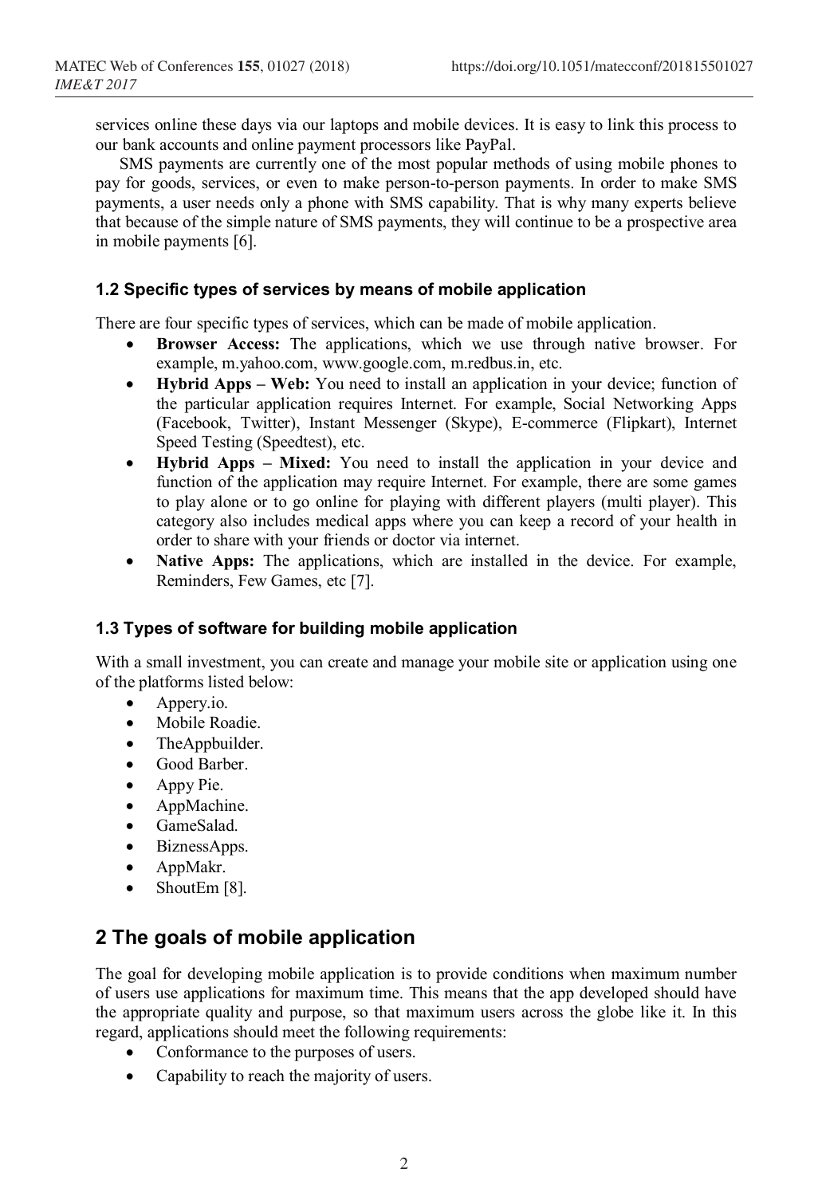services online these days via our laptops and mobile devices. It is easy to link this process to our bank accounts and online payment processors like PayPal.

SMS payments are currently one of the most popular methods of using mobile phones to pay for goods, services, or even to make person-to-person payments. In order to make SMS payments, a user needs only a phone with SMS capability. That is why many experts believe that because of the simple nature of SMS payments, they will continue to be a prospective area in mobile payments [6].

### 1.2 Specific types of services by means of mobile application

There are four specific types of services, which can be made of mobile application.

- **Browser Access:** The applications, which we use through native browser. For example, m.yahoo.com, www.google.com, m.redbus.in, etc.
- **Hybrid Apps – Web:** You need to install an application in your device; function of the particular application requires Internet. For example, Social Networking Apps (Facebook, Twitter), Instant Messenger (Skype), E-commerce (Flipkart), Internet Speed Testing (Speedtest), etc.
- **Hybrid Apps – Mixed:** You need to install the application in your device and function of the application may require Internet. For example, there are some games to play alone or to go online for playing with different players (multi player). This category also includes medical apps where you can keep a record of your health in order to share with your friends or doctor via internet.
- **Native Apps:** The applications, which are installed in the device. For example, Reminders, Few Games, etc [7].

### 1.3 Types of software for building mobile application

With a small investment, you can create and manage your mobile site or application using one of the platforms listed below:

- Appery.io.
- Mobile Roadie.
- TheAppbuilder.
- Good Barber.
- Appy Pie.
- AppMachine.
- GameSalad.
- BiznessApps.
- AppMakr.
- ShoutEm [8].

## 2 The goals of mobile application

The goal for developing mobile application is to provide conditions when maximum number of users use applications for maximum time. This means that the app developed should have the appropriate quality and purpose, so that maximum users across the globe like it. In this regard, applications should meet the following requirements:

- Conformance to the purposes of users.
- Capability to reach the majority of users.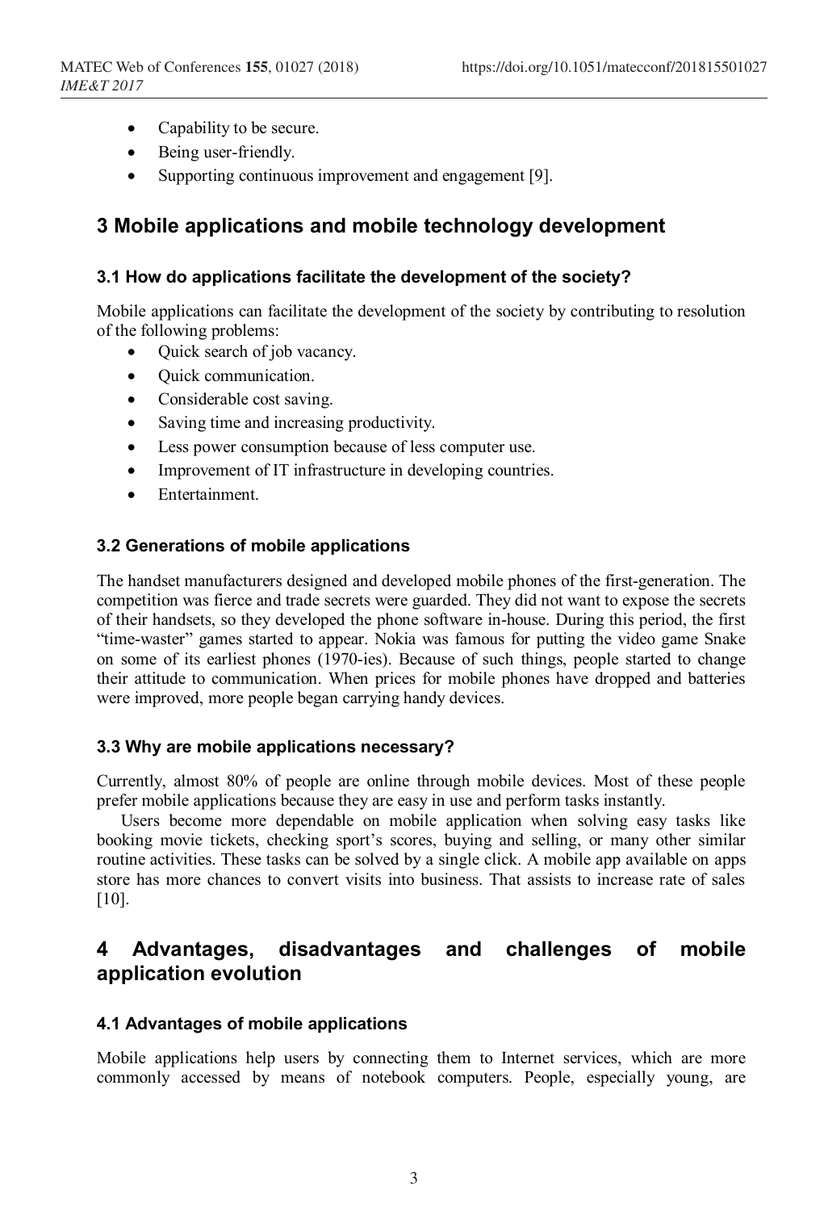- Capability to be secure.
- Being user-friendly.
- Supporting continuous improvement and engagement [9].

## 3 Mobile applications and mobile technology development

### 3.1 How do applications facilitate the development of the society?

Mobile applications can facilitate the development of the society by contributing to resolution of the following problems:

- Quick search of job vacancy.
- Quick communication.
- Considerable cost saving.
- Saving time and increasing productivity.
- Less power consumption because of less computer use.
- Improvement of IT infrastructure in developing countries.
- Entertainment.

### 3.2 Generations of mobile applications

The handset manufacturers designed and developed mobile phones of the first-generation. The competition was fierce and trade secrets were guarded. They did not want to expose the secrets of their handsets, so they developed the phone software in-house. During this period, the first "time-waster" games started to appear. Nokia was famous for putting the video game Snake on some of its earliest phones (1970-ies). Because of such things, people started to change their attitude to communication. When prices for mobile phones have dropped and batteries were improved, more people began carrying handy devices.

### 3.3 Why are mobile applications necessary?

Currently, almost 80% of people are online through mobile devices. Most of these people prefer mobile applications because they are easy in use and perform tasks instantly.

Users become more dependable on mobile application when solving easy tasks like booking movie tickets, checking sport's scores, buying and selling, or many other similar routine activities. These tasks can be solved by a single click. A mobile app available on apps store has more chances to convert visits into business. That assists to increase rate of sales [10].

## 4 Advantages, disadvantages and challenges of mobile application evolution

### 4.1 Advantages of mobile applications

Mobile applications help users by connecting them to Internet services, which are more commonly accessed by means of notebook computers. People, especially young, are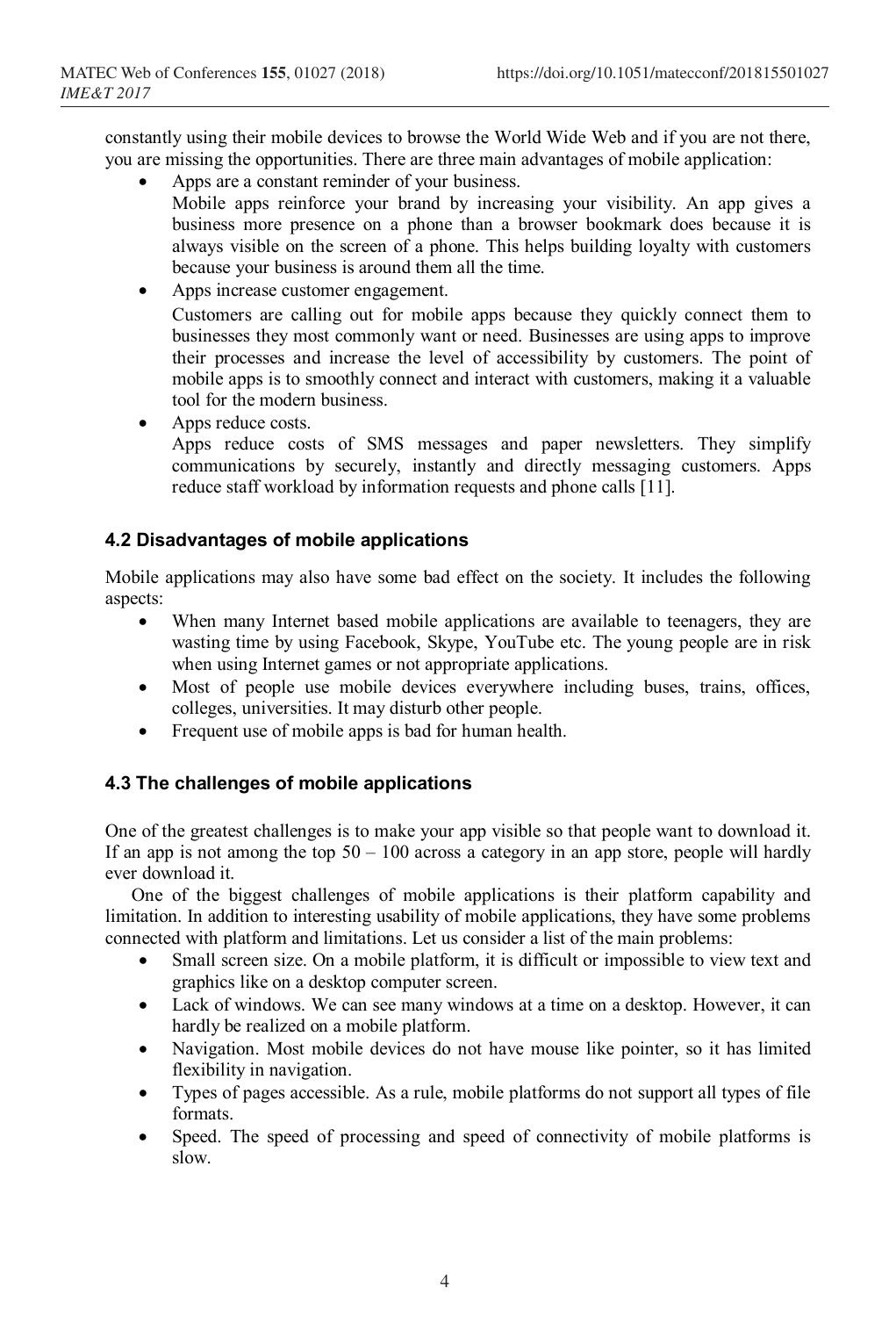constantly using their mobile devices to browse the World Wide Web and if you are not there, you are missing the opportunities. There are three main advantages of mobile application:

- Apps are a constant reminder of your business.
  Mobile apps reinforce your brand by increasing your visibility. An app gives a business more presence on a phone than a browser bookmark does because it is always visible on the screen of a phone. This helps building loyalty with customers because your business is around them all the time.
- Apps increase customer engagement.
  Customers are calling out for mobile apps because they quickly connect them to businesses they most commonly want or need. Businesses are using apps to improve their processes and increase the level of accessibility by customers. The point of mobile apps is to smoothly connect and interact with customers, making it a valuable tool for the modern business.
- Apps reduce costs.
  Apps reduce costs of SMS messages and paper newsletters. They simplify communications by securely, instantly and directly messaging customers. Apps reduce staff workload by information requests and phone calls [11].

### 4.2 Disadvantages of mobile applications

Mobile applications may also have some bad effect on the society. It includes the following aspects:

- When many Internet based mobile applications are available to teenagers, they are wasting time by using Facebook, Skype, YouTube etc. The young people are in risk when using Internet games or not appropriate applications.
- Most of people use mobile devices everywhere including buses, trains, offices, colleges, universities. It may disturb other people.
- Frequent use of mobile apps is bad for human health.

### 4.3 The challenges of mobile applications

One of the greatest challenges is to make your app visible so that people want to download it. If an app is not among the top 50 – 100 across a category in an app store, people will hardly ever download it.

One of the biggest challenges of mobile applications is their platform capability and limitation. In addition to interesting usability of mobile applications, they have some problems connected with platform and limitations. Let us consider a list of the main problems:

- Small screen size. On a mobile platform, it is difficult or impossible to view text and graphics like on a desktop computer screen.
- Lack of windows. We can see many windows at a time on a desktop. However, it can hardly be realized on a mobile platform.
- Navigation. Most mobile devices do not have mouse like pointer, so it has limited flexibility in navigation.
- Types of pages accessible. As a rule, mobile platforms do not support all types of file formats.
- Speed. The speed of processing and speed of connectivity of mobile platforms is slow.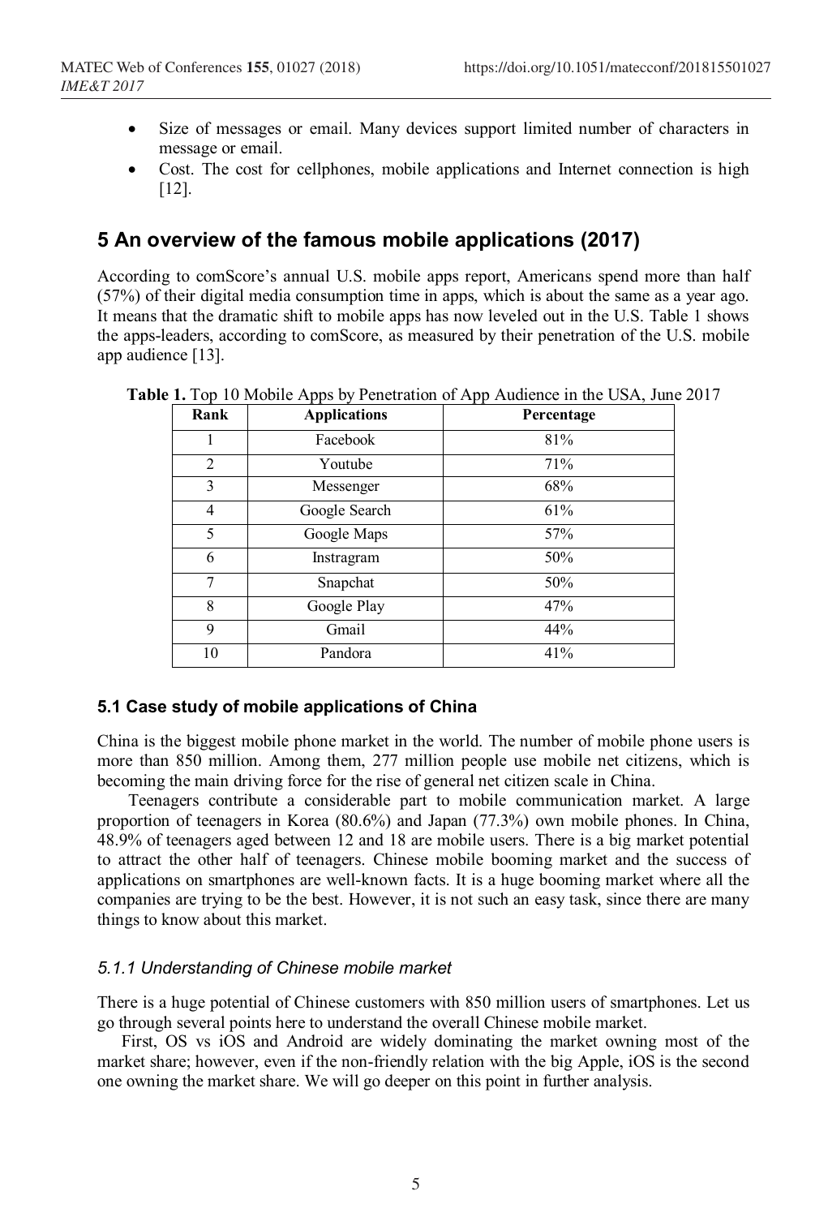- Size of messages or email. Many devices support limited number of characters in message or email.
- Cost. The cost for cellphones, mobile applications and Internet connection is high [12].

## 5 An overview of the famous mobile applications (2017)

According to comScore's annual U.S. mobile apps report, Americans spend more than half (57%) of their digital media consumption time in apps, which is about the same as a year ago. It means that the dramatic shift to mobile apps has now leveled out in the U.S. Table 1 shows the apps-leaders, according to comScore, as measured by their penetration of the U.S. mobile app audience [13].

**Table 1.** Top 10 Mobile Apps by Penetration of App Audience in the USA, June 2017

| Rank | Applications | Percentage |
|---|---|---|
| 1 | Facebook | 81% |
| 2 | Youtube | 71% |
| 3 | Messenger | 68% |
| 4 | Google Search | 61% |
| 5 | Google Maps | 57% |
| 6 | Instragram | 50% |
| 7 | Snapchat | 50% |
| 8 | Google Play | 47% |
| 9 | Gmail | 44% |
| 10 | Pandora | 41% |

### 5.1 Case study of mobile applications of China

China is the biggest mobile phone market in the world. The number of mobile phone users is more than 850 million. Among them, 277 million people use mobile net citizens, which is becoming the main driving force for the rise of general net citizen scale in China.

Teenagers contribute a considerable part to mobile communication market. A large proportion of teenagers in Korea (80.6%) and Japan (77.3%) own mobile phones. In China, 48.9% of teenagers aged between 12 and 18 are mobile users. There is a big market potential to attract the other half of teenagers. Chinese mobile booming market and the success of applications on smartphones are well-known facts. It is a huge booming market where all the companies are trying to be the best. However, it is not such an easy task, since there are many things to know about this market.

#### *5.1.1 Understanding of Chinese mobile market*

There is a huge potential of Chinese customers with 850 million users of smartphones. Let us go through several points here to understand the overall Chinese mobile market.

First, OS vs iOS and Android are widely dominating the market owning most of the market share; however, even if the non-friendly relation with the big Apple, iOS is the second one owning the market share. We will go deeper on this point in further analysis.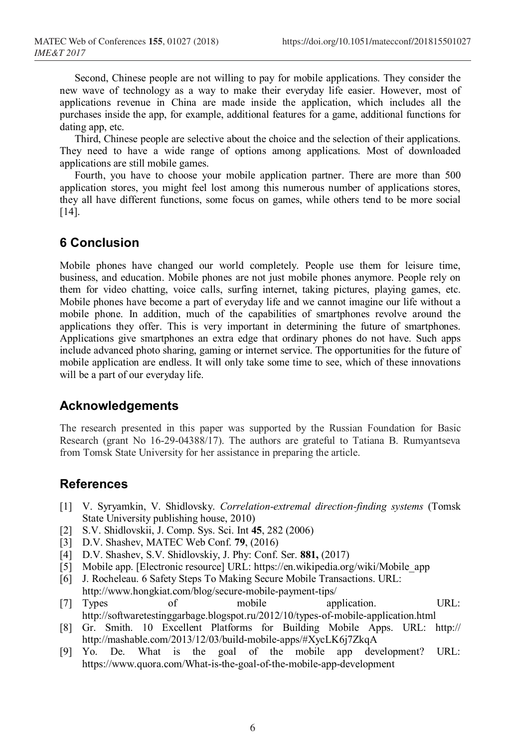Second, Chinese people are not willing to pay for mobile applications. They consider the new wave of technology as a way to make their everyday life easier. However, most of applications revenue in China are made inside the application, which includes all the purchases inside the app, for example, additional features for a game, additional functions for dating app, etc.

Third, Chinese people are selective about the choice and the selection of their applications. They need to have a wide range of options among applications. Most of downloaded applications are still mobile games.

Fourth, you have to choose your mobile application partner. There are more than 500 application stores, you might feel lost among this numerous number of applications stores, they all have different functions, some focus on games, while others tend to be more social [14].

## 6 Conclusion

Mobile phones have changed our world completely. People use them for leisure time, business, and education. Mobile phones are not just mobile phones anymore. People rely on them for video chatting, voice calls, surfing internet, taking pictures, playing games, etc. Mobile phones have become a part of everyday life and we cannot imagine our life without a mobile phone. In addition, much of the capabilities of smartphones revolve around the applications they offer. This is very important in determining the future of smartphones. Applications give smartphones an extra edge that ordinary phones do not have. Such apps include advanced photo sharing, gaming or internet service. The opportunities for the future of mobile application are endless. It will only take some time to see, which of these innovations will be a part of our everyday life.

## Acknowledgements

The research presented in this paper was supported by the Russian Foundation for Basic Research (grant No 16-29-04388/17). The authors are grateful to Tatiana B. Rumyantseva from Tomsk State University for her assistance in preparing the article.

## References

[1] V. Syryamkin, V. Shidlovsky. *Correlation-extremal direction-finding systems* (Tomsk State University publishing house, 2010)

[2] S.V. Shidlovskii, J. Comp. Sys. Sci. Int **45**, 282 (2006)

[3] D.V. Shashev, MATEC Web Conf. **79**, (2016)

[4] D.V. Shashev, S.V. Shidlovskiy, J. Phy: Conf. Ser. **881,** (2017)

[5] Mobile app. [Electronic resource] URL: https://en.wikipedia.org/wiki/Mobile_app

[6] J. Rocheleau. 6 Safety Steps To Making Secure Mobile Transactions. URL: http://www.hongkiat.com/blog/secure-mobile-payment-tips/

[7] Types of mobile application. URL: http://softwaretestinggarbage.blogspot.ru/2012/10/types-of-mobile-application.html

[8] Gr. Smith. 10 Excellent Platforms for Building Mobile Apps. URL: http:// http://mashable.com/2013/12/03/build-mobile-apps/#XycLK6j7ZkqA

[9] Yo. De. What is the goal of the mobile app development? URL: https://www.quora.com/What-is-the-goal-of-the-mobile-app-development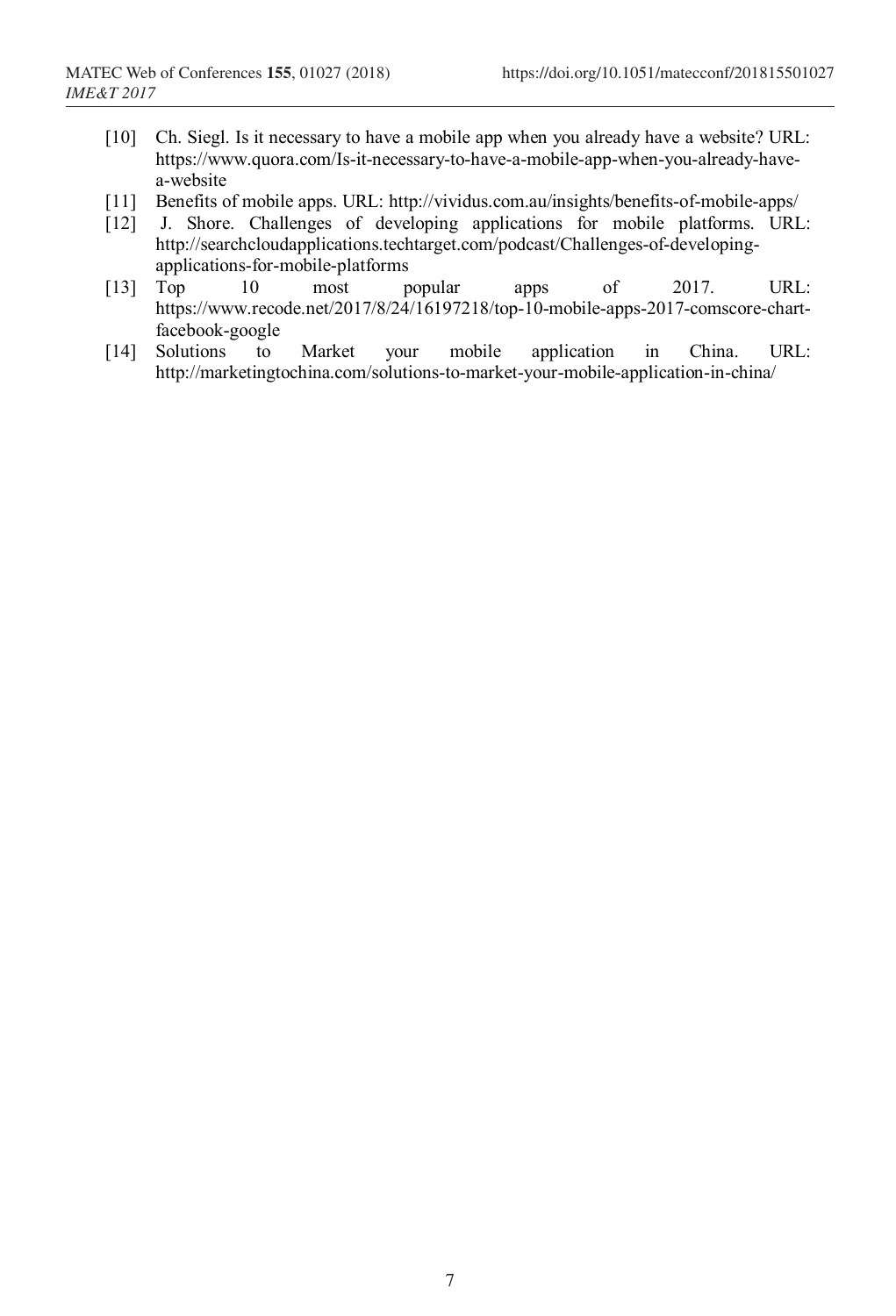[10] Ch. Siegl. Is it necessary to have a mobile app when you already have a website? URL: https://www.quora.com/Is-it-necessary-to-have-a-mobile-app-when-you-already-have-a-website

[11] Benefits of mobile apps. URL: http://vividus.com.au/insights/benefits-of-mobile-apps/

[12] J. Shore. Challenges of developing applications for mobile platforms. URL: http://searchcloudapplications.techtarget.com/podcast/Challenges-of-developing-applications-for-mobile-platforms

[13] Top 10 most popular apps of 2017. URL: https://www.recode.net/2017/8/24/16197218/top-10-mobile-apps-2017-comscore-chart-facebook-google

[14] Solutions to Market your mobile application in China. URL: http://marketingtochina.com/solutions-to-market-your-mobile-application-in-china/